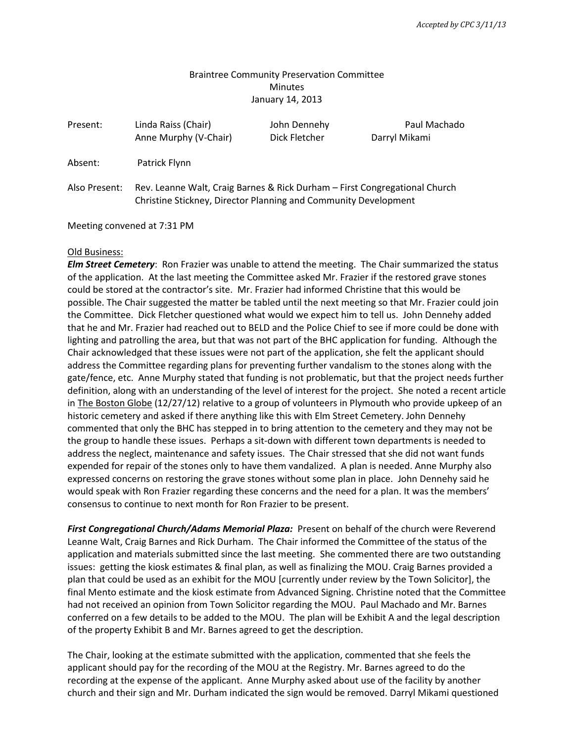*Accepted by CPC 3/11/13*

Braintree Community Preservation Committee
Minutes
January 14, 2013

| | | | |
|---|---|---|---|
| Present: | Linda Raiss (Chair) | John Dennehy | Paul Machado |
| | Anne Murphy (V-Chair) | Dick Fletcher | Darryl Mikami |

Absent: Patrick Flynn

Also Present: Rev. Leanne Walt, Craig Barnes & Rick Durham – First Congregational Church
Christine Stickney, Director Planning and Community Development

Meeting convened at 7:31 PM

Old Business:

***Elm Street Cemetery***: Ron Frazier was unable to attend the meeting. The Chair summarized the status of the application. At the last meeting the Committee asked Mr. Frazier if the restored grave stones could be stored at the contractor's site. Mr. Frazier had informed Christine that this would be possible. The Chair suggested the matter be tabled until the next meeting so that Mr. Frazier could join the Committee. Dick Fletcher questioned what would we expect him to tell us. John Dennehy added that he and Mr. Frazier had reached out to BELD and the Police Chief to see if more could be done with lighting and patrolling the area, but that was not part of the BHC application for funding. Although the Chair acknowledged that these issues were not part of the application, she felt the applicant should address the Committee regarding plans for preventing further vandalism to the stones along with the gate/fence, etc. Anne Murphy stated that funding is not problematic, but that the project needs further definition, along with an understanding of the level of interest for the project. She noted a recent article in The Boston Globe (12/27/12) relative to a group of volunteers in Plymouth who provide upkeep of an historic cemetery and asked if there anything like this with Elm Street Cemetery. John Dennehy commented that only the BHC has stepped in to bring attention to the cemetery and they may not be the group to handle these issues. Perhaps a sit-down with different town departments is needed to address the neglect, maintenance and safety issues. The Chair stressed that she did not want funds expended for repair of the stones only to have them vandalized. A plan is needed. Anne Murphy also expressed concerns on restoring the grave stones without some plan in place. John Dennehy said he would speak with Ron Frazier regarding these concerns and the need for a plan. It was the members' consensus to continue to next month for Ron Frazier to be present.

***First Congregational Church/Adams Memorial Plaza:*** Present on behalf of the church were Reverend Leanne Walt, Craig Barnes and Rick Durham. The Chair informed the Committee of the status of the application and materials submitted since the last meeting. She commented there are two outstanding issues: getting the kiosk estimates & final plan, as well as finalizing the MOU. Craig Barnes provided a plan that could be used as an exhibit for the MOU [currently under review by the Town Solicitor], the final Mento estimate and the kiosk estimate from Advanced Signing. Christine noted that the Committee had not received an opinion from Town Solicitor regarding the MOU. Paul Machado and Mr. Barnes conferred on a few details to be added to the MOU. The plan will be Exhibit A and the legal description of the property Exhibit B and Mr. Barnes agreed to get the description.

The Chair, looking at the estimate submitted with the application, commented that she feels the applicant should pay for the recording of the MOU at the Registry. Mr. Barnes agreed to do the recording at the expense of the applicant. Anne Murphy asked about use of the facility by another church and their sign and Mr. Durham indicated the sign would be removed. Darryl Mikami questioned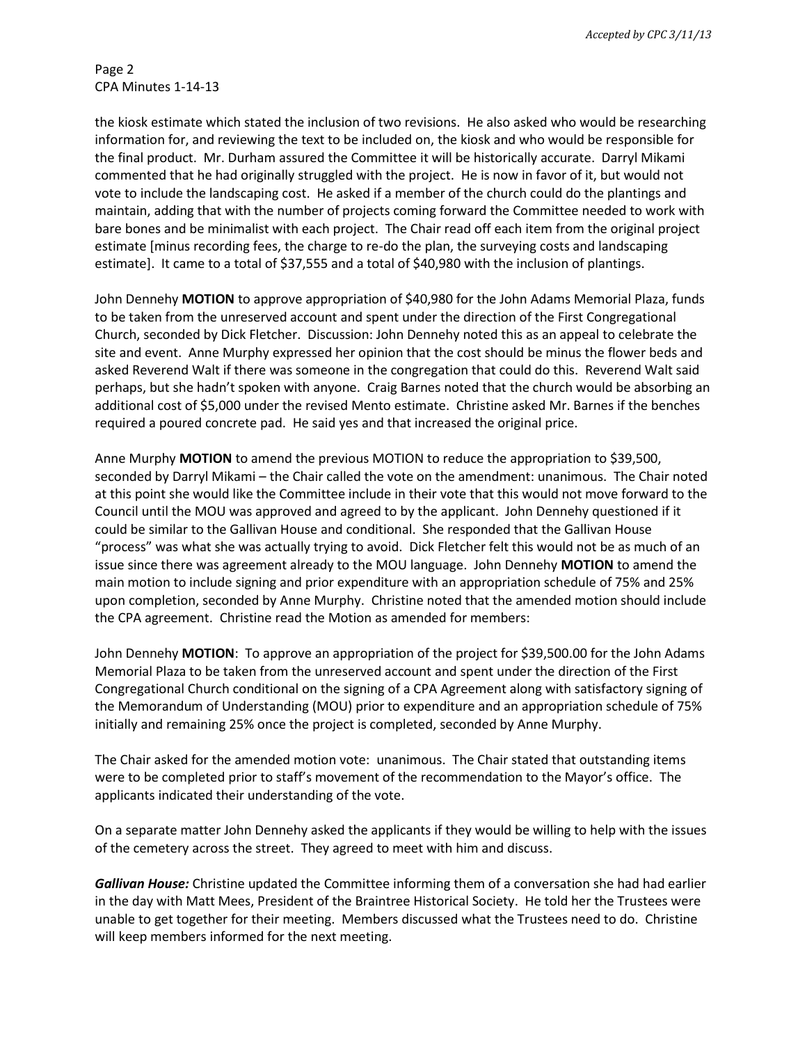the kiosk estimate which stated the inclusion of two revisions. He also asked who would be researching information for, and reviewing the text to be included on, the kiosk and who would be responsible for the final product. Mr. Durham assured the Committee it will be historically accurate. Darryl Mikami commented that he had originally struggled with the project. He is now in favor of it, but would not vote to include the landscaping cost. He asked if a member of the church could do the plantings and maintain, adding that with the number of projects coming forward the Committee needed to work with bare bones and be minimalist with each project. The Chair read off each item from the original project estimate [minus recording fees, the charge to re-do the plan, the surveying costs and landscaping estimate]. It came to a total of $37,555 and a total of $40,980 with the inclusion of plantings.

John Dennehy **MOTION** to approve appropriation of $40,980 for the John Adams Memorial Plaza, funds to be taken from the unreserved account and spent under the direction of the First Congregational Church, seconded by Dick Fletcher. Discussion: John Dennehy noted this as an appeal to celebrate the site and event. Anne Murphy expressed her opinion that the cost should be minus the flower beds and asked Reverend Walt if there was someone in the congregation that could do this. Reverend Walt said perhaps, but she hadn't spoken with anyone. Craig Barnes noted that the church would be absorbing an additional cost of $5,000 under the revised Mento estimate. Christine asked Mr. Barnes if the benches required a poured concrete pad. He said yes and that increased the original price.

Anne Murphy **MOTION** to amend the previous MOTION to reduce the appropriation to $39,500, seconded by Darryl Mikami – the Chair called the vote on the amendment: unanimous. The Chair noted at this point she would like the Committee include in their vote that this would not move forward to the Council until the MOU was approved and agreed to by the applicant. John Dennehy questioned if it could be similar to the Gallivan House and conditional. She responded that the Gallivan House "process" was what she was actually trying to avoid. Dick Fletcher felt this would not be as much of an issue since there was agreement already to the MOU language. John Dennehy **MOTION** to amend the main motion to include signing and prior expenditure with an appropriation schedule of 75% and 25% upon completion, seconded by Anne Murphy. Christine noted that the amended motion should include the CPA agreement. Christine read the Motion as amended for members:

John Dennehy **MOTION**: To approve an appropriation of the project for $39,500.00 for the John Adams Memorial Plaza to be taken from the unreserved account and spent under the direction of the First Congregational Church conditional on the signing of a CPA Agreement along with satisfactory signing of the Memorandum of Understanding (MOU) prior to expenditure and an appropriation schedule of 75% initially and remaining 25% once the project is completed, seconded by Anne Murphy.

The Chair asked for the amended motion vote: unanimous. The Chair stated that outstanding items were to be completed prior to staff's movement of the recommendation to the Mayor's office. The applicants indicated their understanding of the vote.

On a separate matter John Dennehy asked the applicants if they would be willing to help with the issues of the cemetery across the street. They agreed to meet with him and discuss.

***Gallivan House:*** Christine updated the Committee informing them of a conversation she had had earlier in the day with Matt Mees, President of the Braintree Historical Society. He told her the Trustees were unable to get together for their meeting. Members discussed what the Trustees need to do. Christine will keep members informed for the next meeting.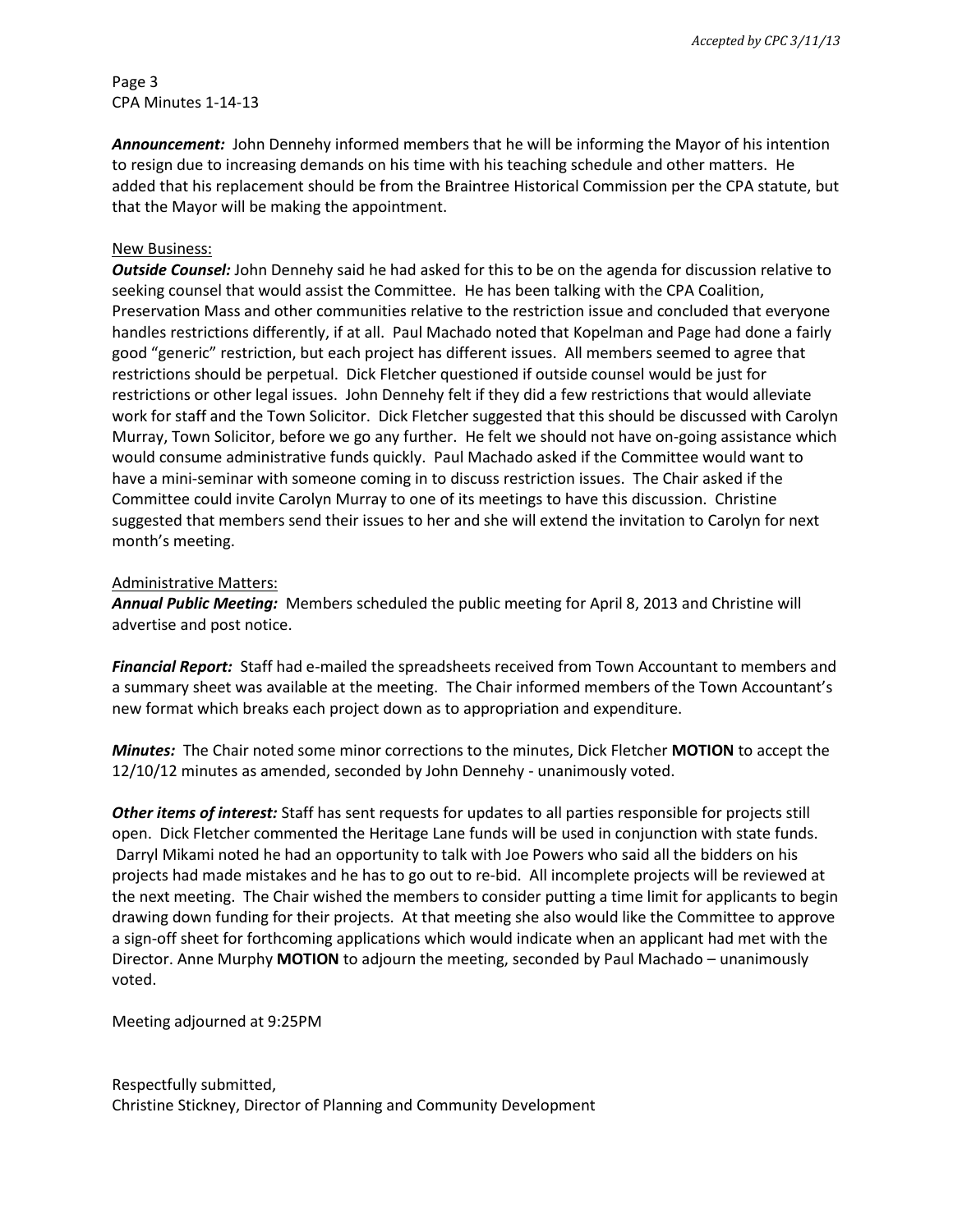*Accepted by CPC 3/11/13*

Page 3
CPA Minutes 1-14-13

***Announcement:*** John Dennehy informed members that he will be informing the Mayor of his intention to resign due to increasing demands on his time with his teaching schedule and other matters. He added that his replacement should be from the Braintree Historical Commission per the CPA statute, but that the Mayor will be making the appointment.

<u>New Business:</u>

***Outside Counsel:*** John Dennehy said he had asked for this to be on the agenda for discussion relative to seeking counsel that would assist the Committee. He has been talking with the CPA Coalition, Preservation Mass and other communities relative to the restriction issue and concluded that everyone handles restrictions differently, if at all. Paul Machado noted that Kopelman and Page had done a fairly good "generic" restriction, but each project has different issues. All members seemed to agree that restrictions should be perpetual. Dick Fletcher questioned if outside counsel would be just for restrictions or other legal issues. John Dennehy felt if they did a few restrictions that would alleviate work for staff and the Town Solicitor. Dick Fletcher suggested that this should be discussed with Carolyn Murray, Town Solicitor, before we go any further. He felt we should not have on-going assistance which would consume administrative funds quickly. Paul Machado asked if the Committee would want to have a mini-seminar with someone coming in to discuss restriction issues. The Chair asked if the Committee could invite Carolyn Murray to one of its meetings to have this discussion. Christine suggested that members send their issues to her and she will extend the invitation to Carolyn for next month's meeting.

<u>Administrative Matters:</u>

***Annual Public Meeting:*** Members scheduled the public meeting for April 8, 2013 and Christine will advertise and post notice.

***Financial Report:*** Staff had e-mailed the spreadsheets received from Town Accountant to members and a summary sheet was available at the meeting. The Chair informed members of the Town Accountant's new format which breaks each project down as to appropriation and expenditure.

***Minutes:*** The Chair noted some minor corrections to the minutes, Dick Fletcher **MOTION** to accept the 12/10/12 minutes as amended, seconded by John Dennehy - unanimously voted.

***Other items of interest:*** Staff has sent requests for updates to all parties responsible for projects still open. Dick Fletcher commented the Heritage Lane funds will be used in conjunction with state funds. Darryl Mikami noted he had an opportunity to talk with Joe Powers who said all the bidders on his projects had made mistakes and he has to go out to re-bid. All incomplete projects will be reviewed at the next meeting. The Chair wished the members to consider putting a time limit for applicants to begin drawing down funding for their projects. At that meeting she also would like the Committee to approve a sign-off sheet for forthcoming applications which would indicate when an applicant had met with the Director. Anne Murphy **MOTION** to adjourn the meeting, seconded by Paul Machado – unanimously voted.

Meeting adjourned at 9:25PM

Respectfully submitted,
Christine Stickney, Director of Planning and Community Development